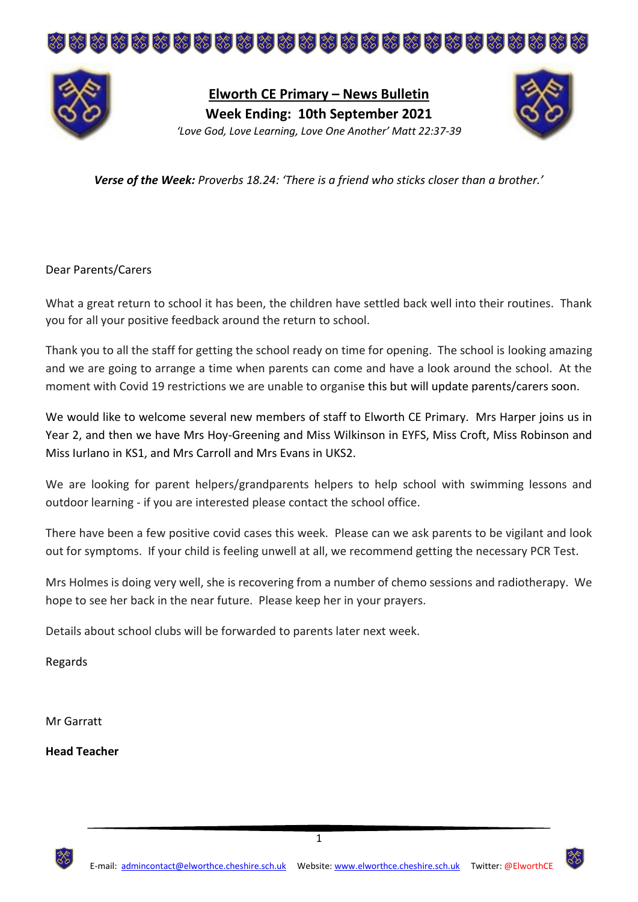# Elworth CE Primary – News Bulletin

## Week Ending: 10th September 2021

*'Love God, Love Learning, Love One Another' Matt 22:37-39*

***Verse of the Week:*** *Proverbs 18.24: 'There is a friend who sticks closer than a brother.'*

Dear Parents/Carers

What a great return to school it has been, the children have settled back well into their routines. Thank you for all your positive feedback around the return to school.

Thank you to all the staff for getting the school ready on time for opening. The school is looking amazing and we are going to arrange a time when parents can come and have a look around the school. At the moment with Covid 19 restrictions we are unable to organise this but will update parents/carers soon.

We would like to welcome several new members of staff to Elworth CE Primary. Mrs Harper joins us in Year 2, and then we have Mrs Hoy-Greening and Miss Wilkinson in EYFS, Miss Croft, Miss Robinson and Miss Iurlano in KS1, and Mrs Carroll and Mrs Evans in UKS2.

We are looking for parent helpers/grandparents helpers to help school with swimming lessons and outdoor learning - if you are interested please contact the school office.

There have been a few positive covid cases this week. Please can we ask parents to be vigilant and look out for symptoms. If your child is feeling unwell at all, we recommend getting the necessary PCR Test.

Mrs Holmes is doing very well, she is recovering from a number of chemo sessions and radiotherapy. We hope to see her back in the near future. Please keep her in your prayers.

Details about school clubs will be forwarded to parents later next week.

Regards

Mr Garratt

**Head Teacher**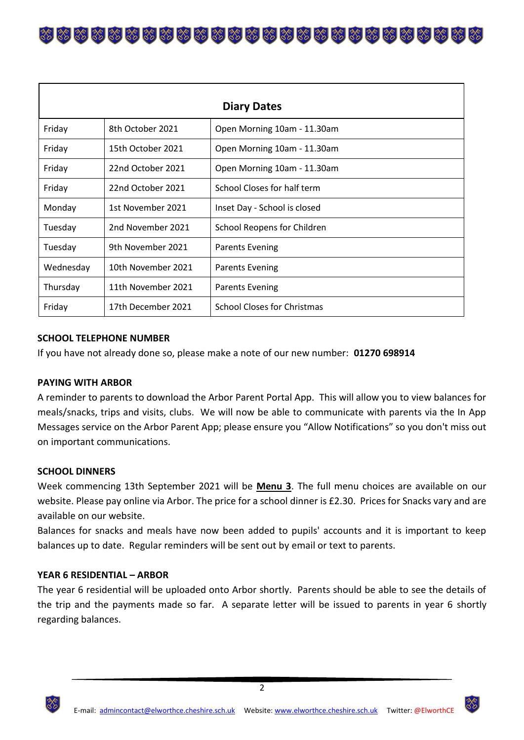| Diary Dates | | |
|---|---|---|
| Friday | 8th October 2021 | Open Morning 10am - 11.30am |
| Friday | 15th October 2021 | Open Morning 10am - 11.30am |
| Friday | 22nd October 2021 | Open Morning 10am - 11.30am |
| Friday | 22nd October 2021 | School Closes for half term |
| Monday | 1st November 2021 | Inset Day - School is closed |
| Tuesday | 2nd November 2021 | School Reopens for Children |
| Tuesday | 9th November 2021 | Parents Evening |
| Wednesday | 10th November 2021 | Parents Evening |
| Thursday | 11th November 2021 | Parents Evening |
| Friday | 17th December 2021 | School Closes for Christmas |

**SCHOOL TELEPHONE NUMBER**

If you have not already done so, please make a note of our new number: **01270 698914**

**PAYING WITH ARBOR**

A reminder to parents to download the Arbor Parent Portal App. This will allow you to view balances for meals/snacks, trips and visits, clubs. We will now be able to communicate with parents via the In App Messages service on the Arbor Parent App; please ensure you "Allow Notifications" so you don't miss out on important communications.

**SCHOOL DINNERS**

Week commencing 13th September 2021 will be **Menu 3**. The full menu choices are available on our website. Please pay online via Arbor. The price for a school dinner is £2.30. Prices for Snacks vary and are available on our website.

Balances for snacks and meals have now been added to pupils' accounts and it is important to keep balances up to date. Regular reminders will be sent out by email or text to parents.

**YEAR 6 RESIDENTIAL – ARBOR**

The year 6 residential will be uploaded onto Arbor shortly. Parents should be able to see the details of the trip and the payments made so far. A separate letter will be issued to parents in year 6 shortly regarding balances.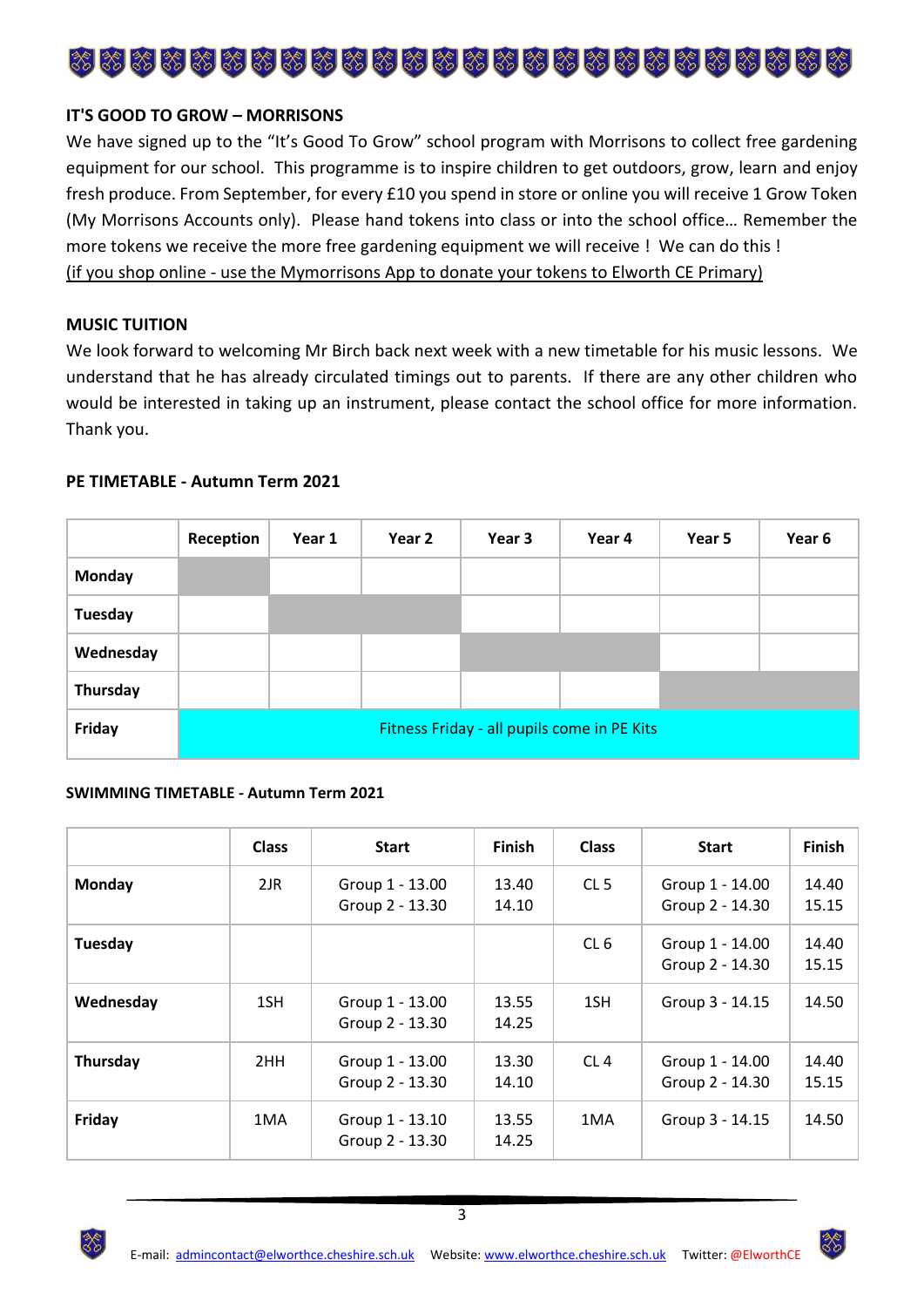**IT'S GOOD TO GROW – MORRISONS**

We have signed up to the "It's Good To Grow" school program with Morrisons to collect free gardening equipment for our school. This programme is to inspire children to get outdoors, grow, learn and enjoy fresh produce. From September, for every £10 you spend in store or online you will receive 1 Grow Token (My Morrisons Accounts only). Please hand tokens into class or into the school office… Remember the more tokens we receive the more free gardening equipment we will receive ! We can do this !

(if you shop online - use the Mymorrisons App to donate your tokens to Elworth CE Primary)

**MUSIC TUITION**

We look forward to welcoming Mr Birch back next week with a new timetable for his music lessons. We understand that he has already circulated timings out to parents. If there are any other children who would be interested in taking up an instrument, please contact the school office for more information. Thank you.

**PE TIMETABLE - Autumn Term 2021**

| | Reception | Year 1 | Year 2 | Year 3 | Year 4 | Year 5 | Year 6 |
|---|---|---|---|---|---|---|---|
| **Monday** | | | | | | | |
| **Tuesday** | | | | | | | |
| **Wednesday** | | | | | | | |
| **Thursday** | | | | | | | |
| **Friday** | Fitness Friday - all pupils come in PE Kits | | | | | | |

**SWIMMING TIMETABLE - Autumn Term 2021**

| | Class | Start | Finish | Class | Start | Finish |
|---|---|---|---|---|---|---|
| **Monday** | 2JR | Group 1 - 13.00<br>Group 2 - 13.30 | 13.40<br>14.10 | CL 5 | Group 1 - 14.00<br>Group 2 - 14.30 | 14.40<br>15.15 |
| **Tuesday** | | | | CL 6 | Group 1 - 14.00<br>Group 2 - 14.30 | 14.40<br>15.15 |
| **Wednesday** | 1SH | Group 1 - 13.00<br>Group 2 - 13.30 | 13.55<br>14.25 | 1SH | Group 3 - 14.15 | 14.50 |
| **Thursday** | 2HH | Group 1 - 13.00<br>Group 2 - 13.30 | 13.30<br>14.10 | CL 4 | Group 1 - 14.00<br>Group 2 - 14.30 | 14.40<br>15.15 |
| **Friday** | 1MA | Group 1 - 13.10<br>Group 2 - 13.30 | 13.55<br>14.25 | 1MA | Group 3 - 14.15 | 14.50 |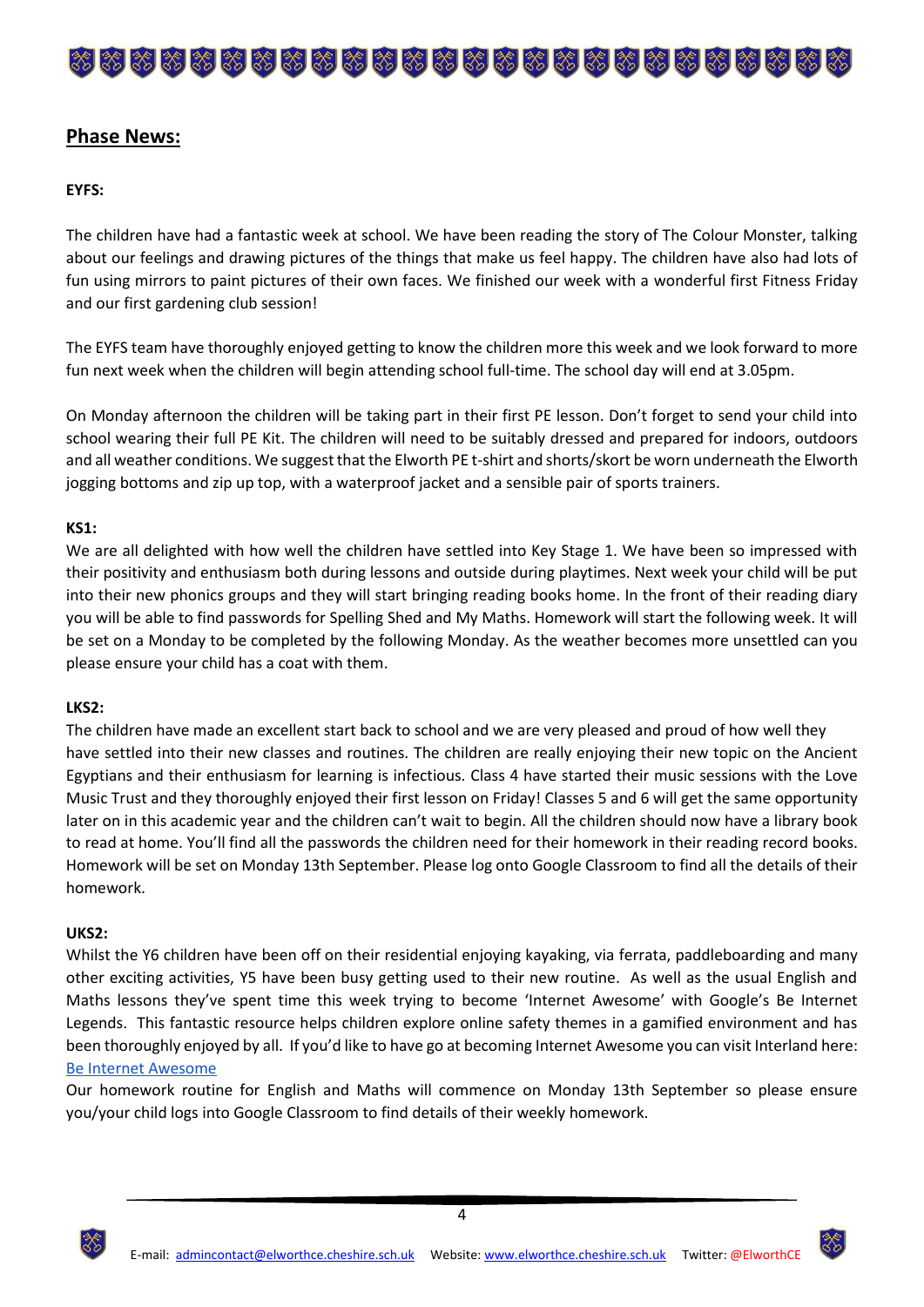## **Phase News:**

**EYFS:**

The children have had a fantastic week at school. We have been reading the story of The Colour Monster, talking about our feelings and drawing pictures of the things that make us feel happy. The children have also had lots of fun using mirrors to paint pictures of their own faces. We finished our week with a wonderful first Fitness Friday and our first gardening club session!

The EYFS team have thoroughly enjoyed getting to know the children more this week and we look forward to more fun next week when the children will begin attending school full-time. The school day will end at 3.05pm.

On Monday afternoon the children will be taking part in their first PE lesson. Don't forget to send your child into school wearing their full PE Kit. The children will need to be suitably dressed and prepared for indoors, outdoors and all weather conditions. We suggest that the Elworth PE t-shirt and shorts/skort be worn underneath the Elworth jogging bottoms and zip up top, with a waterproof jacket and a sensible pair of sports trainers.

**KS1:**

We are all delighted with how well the children have settled into Key Stage 1. We have been so impressed with their positivity and enthusiasm both during lessons and outside during playtimes. Next week your child will be put into their new phonics groups and they will start bringing reading books home. In the front of their reading diary you will be able to find passwords for Spelling Shed and My Maths. Homework will start the following week. It will be set on a Monday to be completed by the following Monday. As the weather becomes more unsettled can you please ensure your child has a coat with them.

**LKS2:**

The children have made an excellent start back to school and we are very pleased and proud of how well they have settled into their new classes and routines. The children are really enjoying their new topic on the Ancient Egyptians and their enthusiasm for learning is infectious. Class 4 have started their music sessions with the Love Music Trust and they thoroughly enjoyed their first lesson on Friday! Classes 5 and 6 will get the same opportunity later on in this academic year and the children can't wait to begin. All the children should now have a library book to read at home. You'll find all the passwords the children need for their homework in their reading record books. Homework will be set on Monday 13th September. Please log onto Google Classroom to find all the details of their homework.

**UKS2:**

Whilst the Y6 children have been off on their residential enjoying kayaking, via ferrata, paddleboarding and many other exciting activities, Y5 have been busy getting used to their new routine. As well as the usual English and Maths lessons they've spent time this week trying to become 'Internet Awesome' with Google's Be Internet Legends. This fantastic resource helps children explore online safety themes in a gamified environment and has been thoroughly enjoyed by all. If you'd like to have go at becoming Internet Awesome you can visit Interland here: Be Internet Awesome

Our homework routine for English and Maths will commence on Monday 13th September so please ensure you/your child logs into Google Classroom to find details of their weekly homework.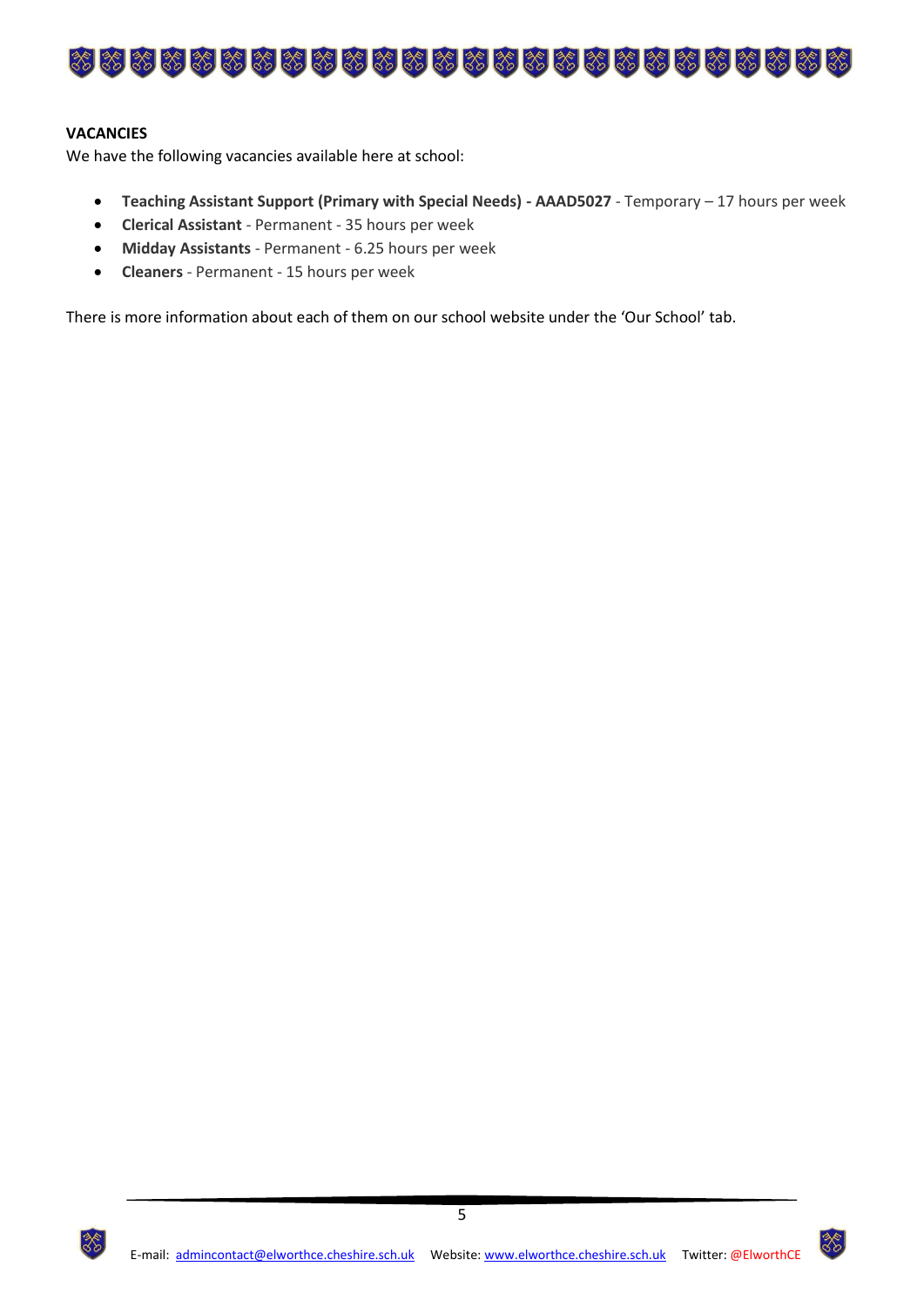**VACANCIES**

We have the following vacancies available here at school:

- **Teaching Assistant Support (Primary with Special Needs) - AAAD5027** - Temporary – 17 hours per week
- **Clerical Assistant** - Permanent - 35 hours per week
- **Midday Assistants** - Permanent - 6.25 hours per week
- **Cleaners** - Permanent - 15 hours per week

There is more information about each of them on our school website under the 'Our School' tab.